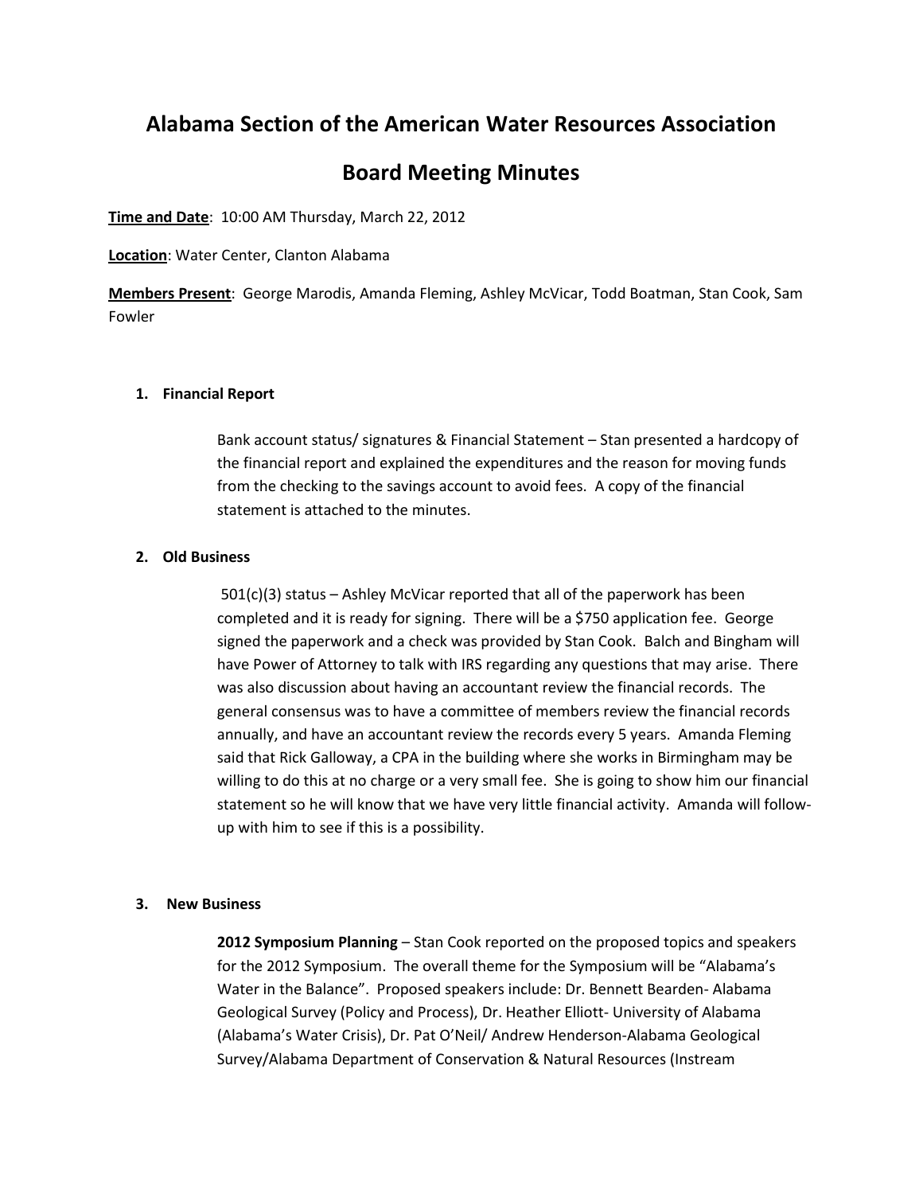# Alabama Section of the American Water Resources Association

## Board Meeting Minutes

**Time and Date**: 10:00 AM Thursday, March 22, 2012

**Location**: Water Center, Clanton Alabama

**Members Present**: George Marodis, Amanda Fleming, Ashley McVicar, Todd Boatman, Stan Cook, Sam Fowler

### 1. Financial Report

Bank account status/ signatures & Financial Statement – Stan presented a hardcopy of the financial report and explained the expenditures and the reason for moving funds from the checking to the savings account to avoid fees. A copy of the financial statement is attached to the minutes.

### 2. Old Business

501(c)(3) status – Ashley McVicar reported that all of the paperwork has been completed and it is ready for signing. There will be a $750 application fee. George signed the paperwork and a check was provided by Stan Cook. Balch and Bingham will have Power of Attorney to talk with IRS regarding any questions that may arise. There was also discussion about having an accountant review the financial records. The general consensus was to have a committee of members review the financial records annually, and have an accountant review the records every 5 years. Amanda Fleming said that Rick Galloway, a CPA in the building where she works in Birmingham may be willing to do this at no charge or a very small fee. She is going to show him our financial statement so he will know that we have very little financial activity. Amanda will follow-up with him to see if this is a possibility.

### 3. New Business

**2012 Symposium Planning** – Stan Cook reported on the proposed topics and speakers for the 2012 Symposium. The overall theme for the Symposium will be "Alabama's Water in the Balance". Proposed speakers include: Dr. Bennett Bearden- Alabama Geological Survey (Policy and Process), Dr. Heather Elliott- University of Alabama (Alabama's Water Crisis), Dr. Pat O'Neil/ Andrew Henderson-Alabama Geological Survey/Alabama Department of Conservation & Natural Resources (Instream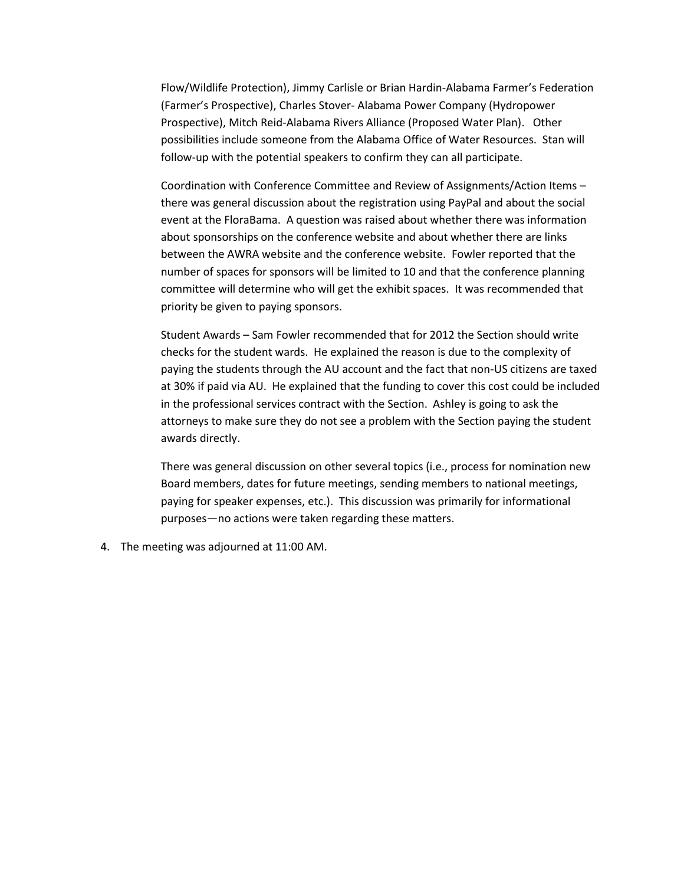Flow/Wildlife Protection), Jimmy Carlisle or Brian Hardin-Alabama Farmer's Federation (Farmer's Prospective), Charles Stover- Alabama Power Company (Hydropower Prospective), Mitch Reid-Alabama Rivers Alliance (Proposed Water Plan). Other possibilities include someone from the Alabama Office of Water Resources. Stan will follow-up with the potential speakers to confirm they can all participate.

Coordination with Conference Committee and Review of Assignments/Action Items – there was general discussion about the registration using PayPal and about the social event at the FloraBama. A question was raised about whether there was information about sponsorships on the conference website and about whether there are links between the AWRA website and the conference website. Fowler reported that the number of spaces for sponsors will be limited to 10 and that the conference planning committee will determine who will get the exhibit spaces. It was recommended that priority be given to paying sponsors.

Student Awards – Sam Fowler recommended that for 2012 the Section should write checks for the student wards. He explained the reason is due to the complexity of paying the students through the AU account and the fact that non-US citizens are taxed at 30% if paid via AU. He explained that the funding to cover this cost could be included in the professional services contract with the Section. Ashley is going to ask the attorneys to make sure they do not see a problem with the Section paying the student awards directly.

There was general discussion on other several topics (i.e., process for nomination new Board members, dates for future meetings, sending members to national meetings, paying for speaker expenses, etc.). This discussion was primarily for informational purposes—no actions were taken regarding these matters.

4. The meeting was adjourned at 11:00 AM.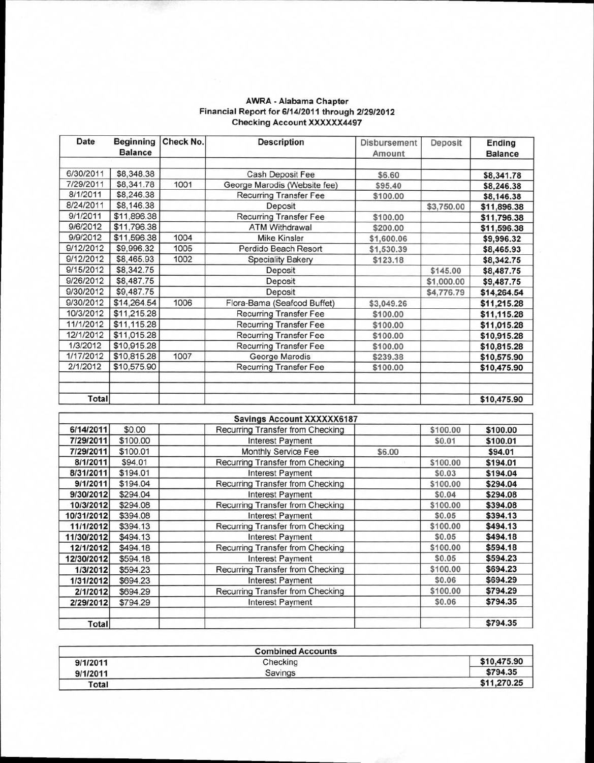**AWRA - Alabama Chapter**
**Financial Report for 6/14/2011 through 2/29/2012**
**Checking Account XXXXXX4497**

| Date | Beginning Balance | Check No. | Description | Disbursement Amount | Deposit | Ending Balance |
|---|---|---|---|---|---|---|
| | | | | | | |
| 6/30/2011 | $8,348.38 | | Cash Deposit Fee | $6.60 | | **$8,341.78** |
| 7/29/2011 | $8,341.78 | 1001 | George Marodis (Website fee) | $95.40 | | **$8,246.38** |
| 8/1/2011 | $8,246.38 | | Recurring Transfer Fee | $100.00 | | **$8,146.38** |
| 8/24/2011 | $8,146.38 | | Deposit | | $3,750.00 | **$11,896.38** |
| 9/1/2011 | $11,896.38 | | Recurring Transfer Fee | $100.00 | | **$11,796.38** |
| 9/6/2012 | $11,796.38 | | ATM Withdrawal | $200.00 | | **$11,596.38** |
| 9/9/2012 | $11,596.38 | 1004 | Mike Kinsler | $1,600.06 | | **$9,996.32** |
| 9/12/2012 | $9,996.32 | 1005 | Perdido Beach Resort | $1,530.39 | | **$8,465.93** |
| 9/12/2012 | $8,465.93 | 1002 | Speciality Bakery | $123.18 | | **$8,342.75** |
| 9/15/2012 | $8,342.75 | | Deposit | | $145.00 | **$8,487.75** |
| 9/26/2012 | $8,487.75 | | Deposit | | $1,000.00 | **$9,487.75** |
| 9/30/2012 | $9,487.75 | | Deposit | | $4,776.79 | **$14,264.54** |
| 9/30/2012 | $14,264.54 | 1006 | Flora-Bama (Seafood Buffet) | $3,049.26 | | **$11,215.28** |
| 10/3/2012 | $11,215.28 | | Recurring Transfer Fee | $100.00 | | **$11,115.28** |
| 11/1/2012 | $11,115.28 | | Recurring Transfer Fee | $100.00 | | **$11,015.28** |
| 12/1/2012 | $11,015.28 | | Recurring Transfer Fee | $100.00 | | **$10,915.28** |
| 1/3/2012 | $10,915.28 | | Recurring Transfer Fee | $100.00 | | **$10,815.28** |
| 1/17/2012 | $10,815.28 | 1007 | George Marodis | $239.38 | | **$10,575.90** |
| 2/1/2012 | $10,575.90 | | Recurring Transfer Fee | $100.00 | | **$10,475.90** |
| | | | | | | |
| | | | | | | |
| **Total** | | | | | | **$10,475.90** |

| | | | | | | |
|---|---|---|---|---|---|---|
| | | | **Savings Account XXXXXX6187** | | | |
| **6/14/2011** | $0.00 | | Recurring Transfer from Checking | | $100.00 | **$100.00** |
| **7/29/2011** | $100.00 | | Interest Payment | | $0.01 | **$100.01** |
| **7/29/2011** | $100.01 | | Monthly Service Fee | $6.00 | | **$94.01** |
| **8/1/2011** | $94.01 | | Recurring Transfer from Checking | | $100.00 | **$194.01** |
| **8/31/2011** | $194.01 | | Interest Payment | | $0.03 | **$194.04** |
| **9/1/2011** | $194.04 | | Recurring Transfer from Checking | | $100.00 | **$294.04** |
| **9/30/2012** | $294.04 | | Interest Payment | | $0.04 | **$294.08** |
| **10/3/2012** | $294.08 | | Recurring Transfer from Checking | | $100.00 | **$394.08** |
| **10/31/2012** | $394.08 | | Interest Payment | | $0.05 | **$394.13** |
| **11/1/2012** | $394.13 | | Recurring Transfer from Checking | | $100.00 | **$494.13** |
| **11/30/2012** | $494.13 | | Interest Payment | | $0.05 | **$494.18** |
| **12/1/2012** | $494.18 | | Recurring Transfer from Checking | | $100.00 | **$594.18** |
| **12/30/2012** | $594.18 | | Interest Payment | | $0.05 | **$594.23** |
| **1/3/2012** | $594.23 | | Recurring Transfer from Checking | | $100.00 | **$694.23** |
| **1/31/2012** | $694.23 | | Interest Payment | | $0.06 | **$694.29** |
| **2/1/2012** | $694.29 | | Recurring Transfer from Checking | | $100.00 | **$794.29** |
| **2/29/2012** | $794.29 | | Interest Payment | | $0.06 | **$794.35** |
| | | | | | | |
| **Total** | | | | | | **$794.35** |

| | | |
|---|---|---|
| | **Combined Accounts** | |
| **9/1/2011** | Checking | **$10,475.90** |
| **9/1/2011** | Savings | **$794.35** |
| **Total** | | **$11,270.25** |